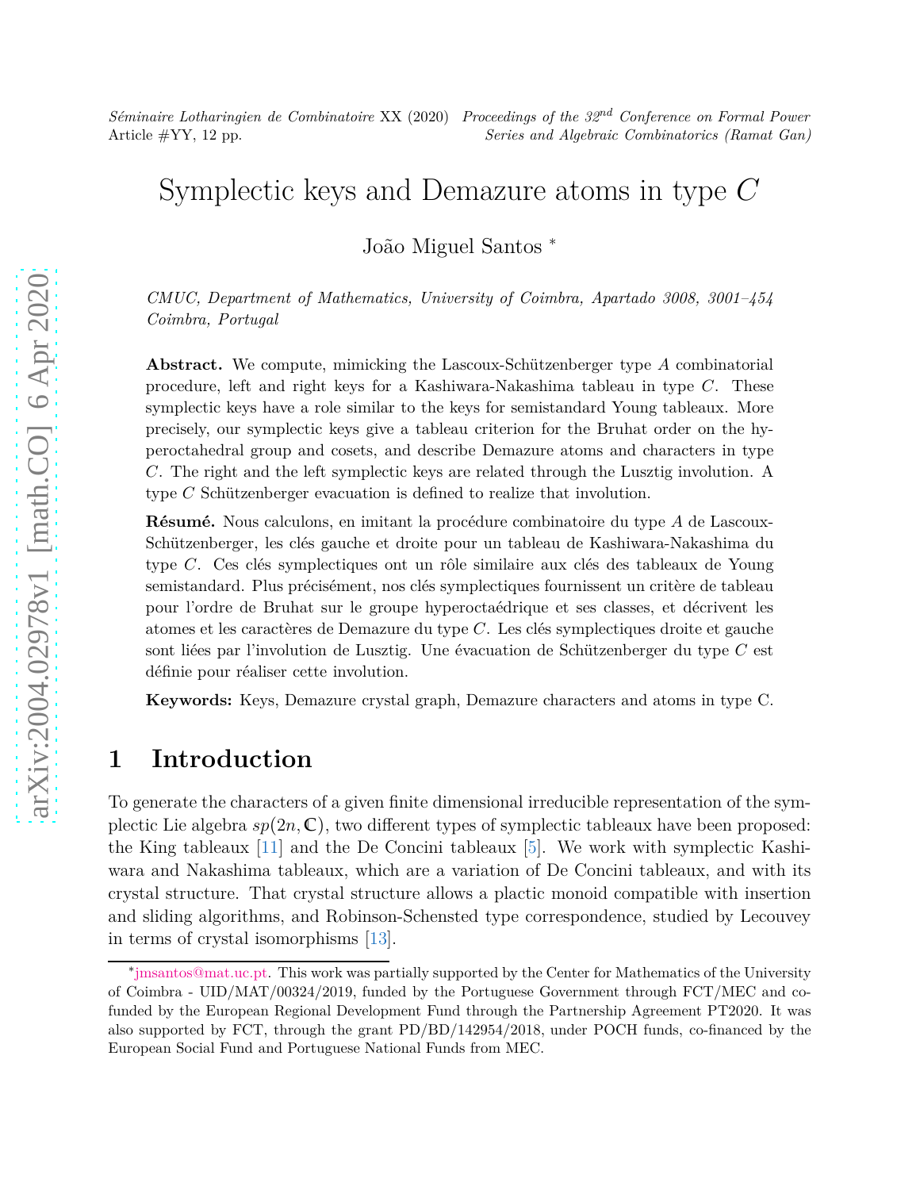# Symplectic keys and Demazure atoms in type $C$

João Miguel Santos *

*CMUC, Department of Mathematics, University of Coimbra, Apartado 3008, 3001–454 Coimbra, Portugal*

**Abstract.** We compute, mimicking the Lascoux-Schützenberger type $A$ combinatorial procedure, left and right keys for a Kashiwara-Nakashima tableau in type $C$. These symplectic keys have a role similar to the keys for semistandard Young tableaux. More precisely, our symplectic keys give a tableau criterion for the Bruhat order on the hyperoctahedral group and cosets, and describe Demazure atoms and characters in type $C$. The right and the left symplectic keys are related through the Lusztig involution. A type $C$ Schützenberger evacuation is defined to realize that involution.

**Résumé.** Nous calculons, en imitant la procédure combinatoire du type $A$ de Lascoux-Schützenberger, les clés gauche et droite pour un tableau de Kashiwara-Nakashima du type $C$. Ces clés symplectiques ont un rôle similaire aux clés des tableaux de Young semistandard. Plus précisément, nos clés symplectiques fournissent un critère de tableau pour l'ordre de Bruhat sur le groupe hyperoctaédrique et ses classes, et décrivent les atomes et les caractères de Demazure du type $C$. Les clés symplectiques droite et gauche sont liées par l'involution de Lusztig. Une évacuation de Schützenberger du type $C$ est définie pour réaliser cette involution.

**Keywords:** Keys, Demazure crystal graph, Demazure characters and atoms in type C.

## 1 Introduction

To generate the characters of a given finite dimensional irreducible representation of the symplectic Lie algebra $sp(2n, \mathbb{C})$, two different types of symplectic tableaux have been proposed: the King tableaux [11] and the De Concini tableaux [5]. We work with symplectic Kashiwara and Nakashima tableaux, which are a variation of De Concini tableaux, and with its crystal structure. That crystal structure allows a plactic monoid compatible with insertion and sliding algorithms, and Robinson-Schensted type correspondence, studied by Lecouvey in terms of crystal isomorphisms [13].

*jmsantos@mat.uc.pt. This work was partially supported by the Center for Mathematics of the University of Coimbra - UID/MAT/00324/2019, funded by the Portuguese Government through FCT/MEC and co-funded by the European Regional Development Fund through the Partnership Agreement PT2020. It was also supported by FCT, through the grant PD/BD/142954/2018, under POCH funds, co-financed by the European Social Fund and Portuguese National Funds from MEC.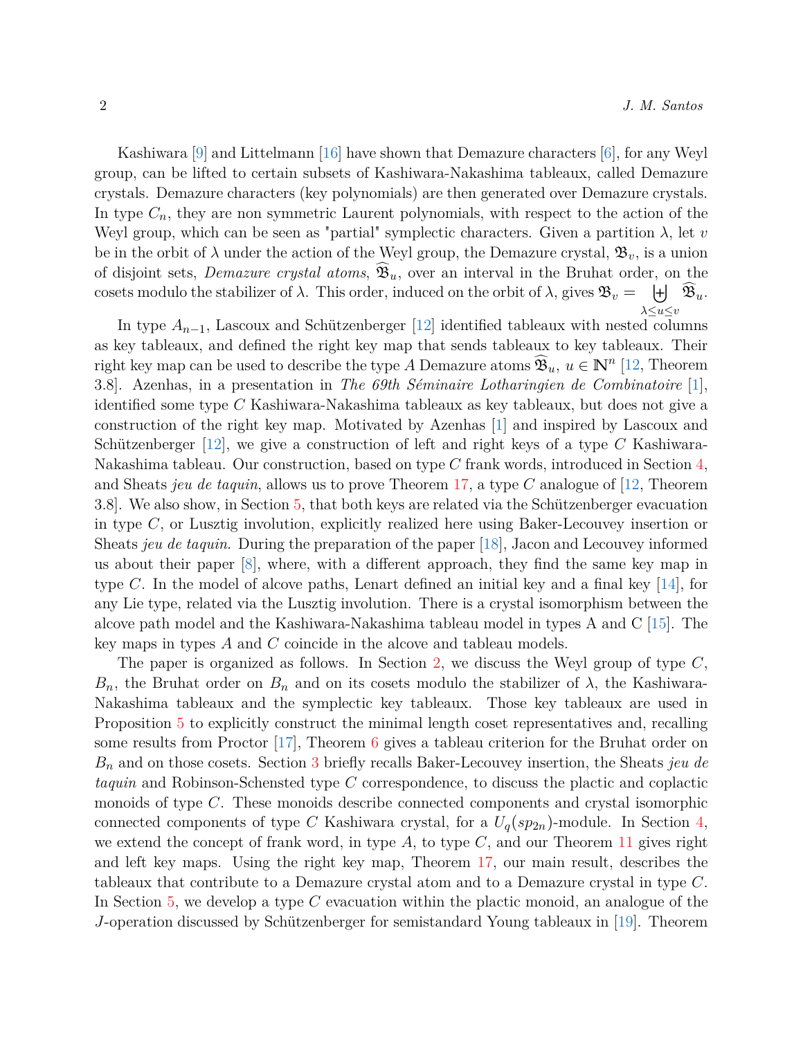Kashiwara [9] and Littelmann [16] have shown that Demazure characters [6], for any Weyl group, can be lifted to certain subsets of Kashiwara-Nakashima tableaux, called Demazure crystals. Demazure characters (key polynomials) are then generated over Demazure crystals. In type $C_n$, they are non symmetric Laurent polynomials, with respect to the action of the Weyl group, which can be seen as "partial" symplectic characters. Given a partition $\lambda$, let $v$ be in the orbit of $\lambda$ under the action of the Weyl group, the Demazure crystal, $\mathfrak{B}_v$, is a union of disjoint sets, *Demazure crystal atoms*, $\widehat{\mathfrak{B}}_u$, over an interval in the Bruhat order, on the cosets modulo the stabilizer of $\lambda$. This order, induced on the orbit of $\lambda$, gives $\mathfrak{B}_v = \biguplus_{\lambda \le u \le v} \widehat{\mathfrak{B}}_u$.

In type $A_{n-1}$, Lascoux and Schützenberger [12] identified tableaux with nested columns as key tableaux, and defined the right key map that sends tableaux to key tableaux. Their right key map can be used to describe the type $A$ Demazure atoms $\widehat{\mathfrak{B}}_u$, $u \in \mathbb{N}^n$ [12, Theorem 3.8]. Azenhas, in a presentation in *The 69th Séminaire Lotharingien de Combinatoire* [1], identified some type $C$ Kashiwara-Nakashima tableaux as key tableaux, but does not give a construction of the right key map. Motivated by Azenhas [1] and inspired by Lascoux and Schützenberger [12], we give a construction of left and right keys of a type $C$ Kashiwara-Nakashima tableau. Our construction, based on type $C$ frank words, introduced in Section 4, and Sheats *jeu de taquin*, allows us to prove Theorem 17, a type $C$ analogue of [12, Theorem 3.8]. We also show, in Section 5, that both keys are related via the Schützenberger evacuation in type $C$, or Lusztig involution, explicitly realized here using Baker-Lecouvey insertion or Sheats *jeu de taquin*. During the preparation of the paper [18], Jacon and Lecouvey informed us about their paper [8], where, with a different approach, they find the same key map in type $C$. In the model of alcove paths, Lenart defined an initial key and a final key [14], for any Lie type, related via the Lusztig involution. There is a crystal isomorphism between the alcove path model and the Kashiwara-Nakashima tableau model in types A and C [15]. The key maps in types $A$ and $C$ coincide in the alcove and tableau models.

The paper is organized as follows. In Section 2, we discuss the Weyl group of type $C$, $B_n$, the Bruhat order on $B_n$ and on its cosets modulo the stabilizer of $\lambda$, the Kashiwara-Nakashima tableaux and the symplectic key tableaux. Those key tableaux are used in Proposition 5 to explicitly construct the minimal length coset representatives and, recalling some results from Proctor [17], Theorem 6 gives a tableau criterion for the Bruhat order on $B_n$ and on those cosets. Section 3 briefly recalls Baker-Lecouvey insertion, the Sheats *jeu de taquin* and Robinson-Schensted type $C$ correspondence, to discuss the plactic and coplactic monoids of type $C$. These monoids describe connected components and crystal isomorphic connected components of type $C$ Kashiwara crystal, for a $U_q(sp_{2n})$-module. In Section 4, we extend the concept of frank word, in type $A$, to type $C$, and our Theorem 11 gives right and left key maps. Using the right key map, Theorem 17, our main result, describes the tableaux that contribute to a Demazure crystal atom and to a Demazure crystal in type $C$. In Section 5, we develop a type $C$ evacuation within the plactic monoid, an analogue of the $J$-operation discussed by Schützenberger for semistandard Young tableaux in [19]. Theorem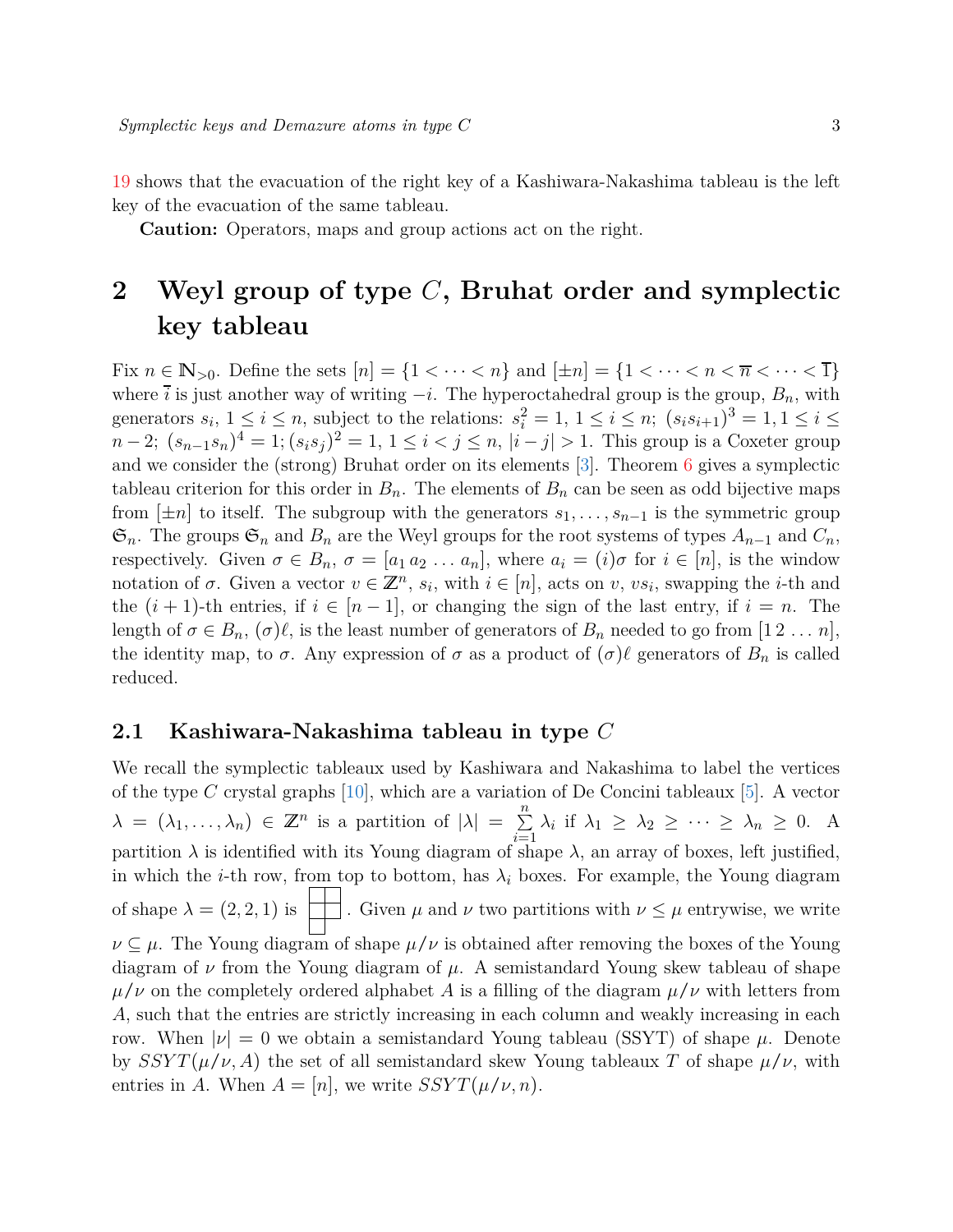19 shows that the evacuation of the right key of a Kashiwara-Nakashima tableau is the left key of the evacuation of the same tableau.

**Caution:** Operators, maps and group actions act on the right.

# 2 Weyl group of type $C$, Bruhat order and symplectic key tableau

Fix $n \in \mathbb{N}_{>0}$. Define the sets $[n] = \{1 < \cdots < n\}$ and $[\pm n] = \{1 < \cdots < n < \overline{n} < \cdots < \overline{1}\}$ where $\overline{i}$ is just another way of writing $-i$. The hyperoctahedral group is the group, $B_n$, with generators $s_i$, $1 \le i \le n$, subject to the relations: $s_i^2 = 1$, $1 \le i \le n$; $(s_i s_{i+1})^3 = 1, 1 \le i \le n-2$; $(s_{n-1}s_n)^4 = 1$; $(s_i s_j)^2 = 1$, $1 \le i < j \le n$, $|i-j| > 1$. This group is a Coxeter group and we consider the (strong) Bruhat order on its elements [3]. Theorem 6 gives a symplectic tableau criterion for this order in $B_n$. The elements of $B_n$ can be seen as odd bijective maps from $[\pm n]$ to itself. The subgroup with the generators $s_1, \dots, s_{n-1}$ is the symmetric group $\mathfrak{S}_n$. The groups $\mathfrak{S}_n$ and $B_n$ are the Weyl groups for the root systems of types $A_{n-1}$ and $C_n$, respectively. Given $\sigma \in B_n$, $\sigma = [a_1\, a_2\, \dots\, a_n]$, where $a_i = (i)\sigma$ for $i \in [n]$, is the window notation of $\sigma$. Given a vector $v \in \mathbb{Z}^n$, $s_i$, with $i \in [n]$, acts on $v$, $vs_i$, swapping the $i$-th and the $(i+1)$-th entries, if $i \in [n-1]$, or changing the sign of the last entry, if $i = n$. The length of $\sigma \in B_n$, $(\sigma)\ell$, is the least number of generators of $B_n$ needed to go from $[1\, 2\, \dots\, n]$, the identity map, to $\sigma$. Any expression of $\sigma$ as a product of $(\sigma)\ell$ generators of $B_n$ is called reduced.

## 2.1 Kashiwara-Nakashima tableau in type $C$

We recall the symplectic tableaux used by Kashiwara and Nakashima to label the vertices of the type $C$ crystal graphs [10], which are a variation of De Concini tableaux [5]. A vector $\lambda = (\lambda_1, \dots, \lambda_n) \in \mathbb{Z}^n$ is a partition of $|\lambda| = \sum_{i=1}^{n} \lambda_i$ if $\lambda_1 \ge \lambda_2 \ge \cdots \ge \lambda_n \ge 0$. A partition $\lambda$ is identified with its Young diagram of shape $\lambda$, an array of boxes, left justified, in which the $i$-th row, from top to bottom, has $\lambda_i$ boxes. For example, the Young diagram of shape $\lambda = (2, 2, 1)$ is

$$\begin{array}{|c|c|}\hline \phantom{0} & \phantom{0} \\ \hline \phantom{0} & \phantom{0} \\ \hline \phantom{0} \\ \cline{1-1}\end{array}$$

. Given $\mu$ and $\nu$ two partitions with $\nu \le \mu$ entrywise, we write $\nu \subseteq \mu$. The Young diagram of shape $\mu/\nu$ is obtained after removing the boxes of the Young diagram of $\nu$ from the Young diagram of $\mu$. A semistandard Young skew tableau of shape $\mu/\nu$ on the completely ordered alphabet $A$ is a filling of the diagram $\mu/\nu$ with letters from $A$, such that the entries are strictly increasing in each column and weakly increasing in each row. When $|\nu| = 0$ we obtain a semistandard Young tableau (SSYT) of shape $\mu$. Denote by $SSYT(\mu/\nu, A)$ the set of all semistandard skew Young tableaux $T$ of shape $\mu/\nu$, with entries in $A$. When $A = [n]$, we write $SSYT(\mu/\nu, n)$.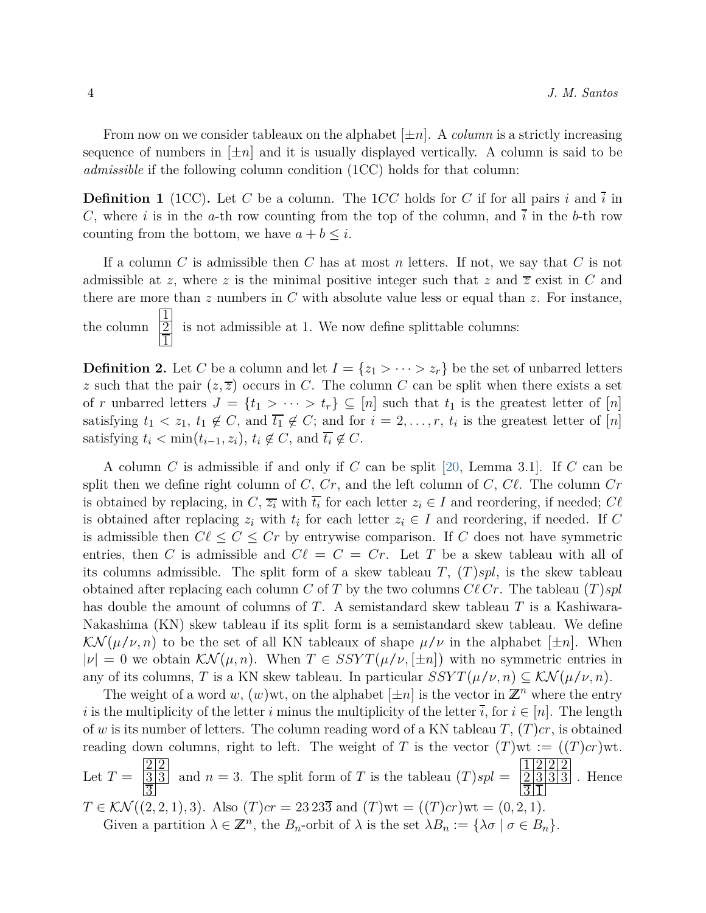From now on we consider tableaux on the alphabet $[\pm n]$. A *column* is a strictly increasing sequence of numbers in $[\pm n]$ and it is usually displayed vertically. A column is said to be *admissible* if the following column condition (1CC) holds for that column:

**Definition 1** (1CC)**.** Let $C$ be a column. The $1CC$ holds for $C$ if for all pairs $i$ and $\overline{i}$ in $C$, where $i$ is in the $a$-th row counting from the top of the column, and $\overline{i}$ in the $b$-th row counting from the bottom, we have $a + b \leq i$.

If a column $C$ is admissible then $C$ has at most $n$ letters. If not, we say that $C$ is not admissible at $z$, where $z$ is the minimal positive integer such that $z$ and $\overline{z}$ exist in $C$ and there are more than $z$ numbers in $C$ with absolute value less or equal than $z$. For instance, the column $\begin{array}{|c|}\hline 1\\\hline 2\\\hline \overline{1}\\\hline\end{array}$ is not admissible at 1. We now define splittable columns:

**Definition 2.** Let $C$ be a column and let $I = \{z_1 > \cdots > z_r\}$ be the set of unbarred letters $z$ such that the pair $(z, \overline{z})$ occurs in $C$. The column $C$ can be split when there exists a set of $r$ unbarred letters $J = \{t_1 > \cdots > t_r\} \subseteq [n]$ such that $t_1$ is the greatest letter of $[n]$ satisfying $t_1 < z_1$, $t_1 \notin C$, and $\overline{t_1} \notin C$; and for $i = 2, \ldots, r$, $t_i$ is the greatest letter of $[n]$ satisfying $t_i < \min(t_{i-1}, z_i)$, $t_i \notin C$, and $\overline{t_i} \notin C$.

A column $C$ is admissible if and only if $C$ can be split [20, Lemma 3.1]. If $C$ can be split then we define right column of $C$, $Cr$, and the left column of $C$, $C\ell$. The column $Cr$ is obtained by replacing, in $C$, $\overline{z_i}$ with $\overline{t_i}$ for each letter $z_i \in I$ and reordering, if needed; $C\ell$ is obtained after replacing $z_i$ with $t_i$ for each letter $z_i \in I$ and reordering, if needed. If $C$ is admissible then $C\ell \leq C \leq Cr$ by entrywise comparison. If $C$ does not have symmetric entries, then $C$ is admissible and $C\ell = C = Cr$. Let $T$ be a skew tableau with all of its columns admissible. The split form of a skew tableau $T$, $(T)spl$, is the skew tableau obtained after replacing each column $C$ of $T$ by the two columns $C\ell\, Cr$. The tableau $(T)spl$ has double the amount of columns of $T$. A semistandard skew tableau $T$ is a Kashiwara-Nakashima (KN) skew tableau if its split form is a semistandard skew tableau. We define $\mathcal{KN}(\mu/\nu, n)$ to be the set of all KN tableaux of shape $\mu/\nu$ in the alphabet $[\pm n]$. When $|\nu| = 0$ we obtain $\mathcal{KN}(\mu, n)$. When $T \in SSYT(\mu/\nu, [\pm n])$ with no symmetric entries in any of its columns, $T$ is a KN skew tableau. In particular $SSYT(\mu/\nu, n) \subseteq \mathcal{KN}(\mu/\nu, n)$.

The weight of a word $w$, $(w)\mathrm{wt}$, on the alphabet $[\pm n]$ is the vector in $\mathbb{Z}^n$ where the entry $i$ is the multiplicity of the letter $i$ minus the multiplicity of the letter $\overline{i}$, for $i \in [n]$. The length of $w$ is its number of letters. The column reading word of a KN tableau $T$, $(T)cr$, is obtained reading down columns, right to left. The weight of $T$ is the vector $(T)\mathrm{wt} := ((T)cr)\mathrm{wt}$. Let $T = \begin{array}{|c|c|}\hline 2 & 2\\\hline 3 & 3\\\hline \overline{3} & \\\cline{1-1}\end{array}$ and $n = 3$. The split form of $T$ is the tableau $(T)spl = \begin{array}{|c|c|c|c|}\hline 1 & 2 & 2 & 2\\\hline 2 & 3 & 3 & 3\\\hline \overline{3} & \overline{1} & & \\\cline{1-2}\end{array}$. Hence $T \in \mathcal{KN}((2, 2, 1), 3)$. Also $(T)cr = 23\,23\overline{3}$ and $(T)\mathrm{wt} = ((T)cr)\mathrm{wt} = (0, 2, 1)$.

Given a partition $\lambda \in \mathbb{Z}^n$, the $B_n$-orbit of $\lambda$ is the set $\lambda B_n := \{\lambda\sigma \mid \sigma \in B_n\}$.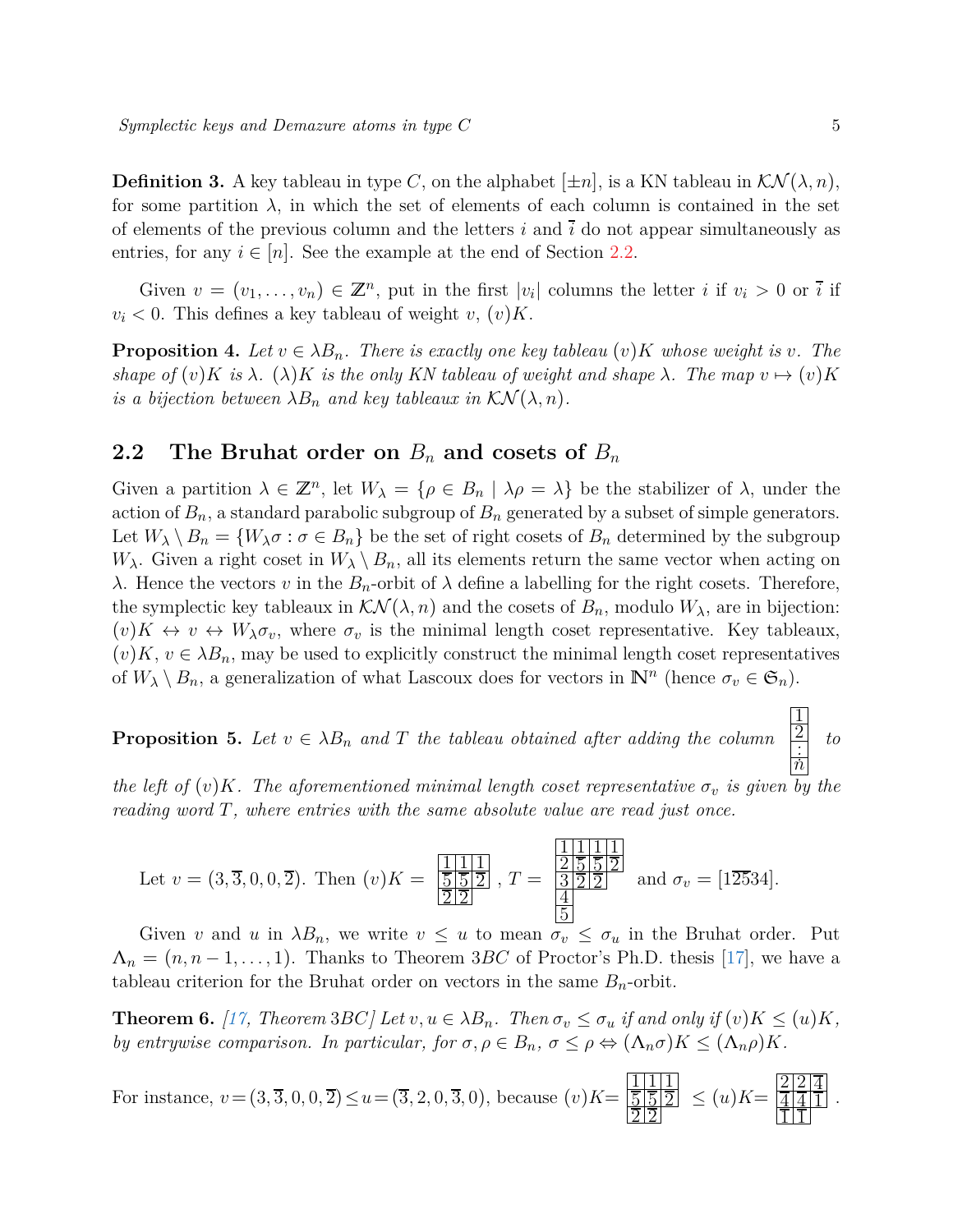**Definition 3.** A key tableau in type $C$, on the alphabet $[\pm n]$, is a KN tableau in $\mathcal{KN}(\lambda, n)$, for some partition $\lambda$, in which the set of elements of each column is contained in the set of elements of the previous column and the letters $i$ and $\overline{i}$ do not appear simultaneously as entries, for any $i \in [n]$. See the example at the end of Section 2.2.

Given $v = (v_1, \ldots, v_n) \in \mathbb{Z}^n$, put in the first $|v_i|$ columns the letter $i$ if $v_i > 0$ or $\overline{i}$ if $v_i < 0$. This defines a key tableau of weight $v$, $(v)K$.

**Proposition 4.** *Let $v \in \lambda B_n$. There is exactly one key tableau $(v)K$ whose weight is $v$. The shape of $(v)K$ is $\lambda$. $(\lambda)K$ is the only KN tableau of weight and shape $\lambda$. The map $v \mapsto (v)K$ is a bijection between $\lambda B_n$ and key tableaux in $\mathcal{KN}(\lambda, n)$.*

## 2.2 The Bruhat order on $B_n$ and cosets of $B_n$

Given a partition $\lambda \in \mathbb{Z}^n$, let $W_\lambda = \{\rho \in B_n \mid \lambda\rho = \lambda\}$ be the stabilizer of $\lambda$, under the action of $B_n$, a standard parabolic subgroup of $B_n$ generated by a subset of simple generators. Let $W_\lambda \setminus B_n = \{W_\lambda \sigma : \sigma \in B_n\}$ be the set of right cosets of $B_n$ determined by the subgroup $W_\lambda$. Given a right coset in $W_\lambda \setminus B_n$, all its elements return the same vector when acting on $\lambda$. Hence the vectors $v$ in the $B_n$-orbit of $\lambda$ define a labelling for the right cosets. Therefore, the symplectic key tableaux in $\mathcal{KN}(\lambda, n)$ and the cosets of $B_n$, modulo $W_\lambda$, are in bijection: $(v)K \leftrightarrow v \leftrightarrow W_\lambda \sigma_v$, where $\sigma_v$ is the minimal length coset representative. Key tableaux, $(v)K$, $v \in \lambda B_n$, may be used to explicitly construct the minimal length coset representatives of $W_\lambda \setminus B_n$, a generalization of what Lascoux does for vectors in $\mathbb{N}^n$ (hence $\sigma_v \in \mathfrak{S}_n$).

**Proposition 5.** *Let $v \in \lambda B_n$ and $T$ the tableau obtained after adding the column $\begin{array}{|c|}\hline 1\\\hline 2\\\hline \vdots\\\hline n\\\hline\end{array}$ to the left of $(v)K$. The aforementioned minimal length coset representative $\sigma_v$ is given by the reading word $T$, where entries with the same absolute value are read just once.*

Let $v = (3, \overline{3}, 0, 0, \overline{2})$. Then $(v)K = \begin{array}{|c|c|c|}\hline 1&1&1\\\hline \overline{5}&\overline{5}&\overline{2}\\\hline \overline{2}&\overline{2}\\\cline{1-2}\end{array}$ , $T = \begin{array}{|c|c|c|c|}\hline 1&1&1&1\\\hline 2&\overline{5}&\overline{5}&\overline{2}\\\hline 3&\overline{2}&\overline{2}\\\cline{1-3} 4\\\cline{1-1} 5\\\cline{1-1}\end{array}$ and $\sigma_v = [1\overline{2}\overline{5}34]$.

Given $v$ and $u$ in $\lambda B_n$, we write $v \leq u$ to mean $\sigma_v \leq \sigma_u$ in the Bruhat order. Put $\Lambda_n = (n, n-1, \ldots, 1)$. Thanks to Theorem $3BC$ of Proctor's Ph.D. thesis [17], we have a tableau criterion for the Bruhat order on vectors in the same $B_n$-orbit.

**Theorem 6.** *[17, Theorem $3BC$] Let $v, u \in \lambda B_n$. Then $\sigma_v \leq \sigma_u$ if and only if $(v)K \leq (u)K$, by entrywise comparison. In particular, for $\sigma, \rho \in B_n$, $\sigma \leq \rho \Leftrightarrow (\Lambda_n\sigma)K \leq (\Lambda_n\rho)K$.*

For instance, $v = (3, \overline{3}, 0, 0, \overline{2}) \leq u = (\overline{3}, 2, 0, \overline{3}, 0)$, because $(v)K = \begin{array}{|c|c|c|}\hline 1&1&1\\\hline \overline{5}&\overline{5}&\overline{2}\\\hline \overline{2}&\overline{2}\\\cline{1-2}\end{array} \leq (u)K = \begin{array}{|c|c|c|}\hline 2&2&\overline{4}\\\hline \overline{4}&\overline{4}&\overline{1}\\\hline \overline{1}&\overline{1}\\\cline{1-2}\end{array}$ .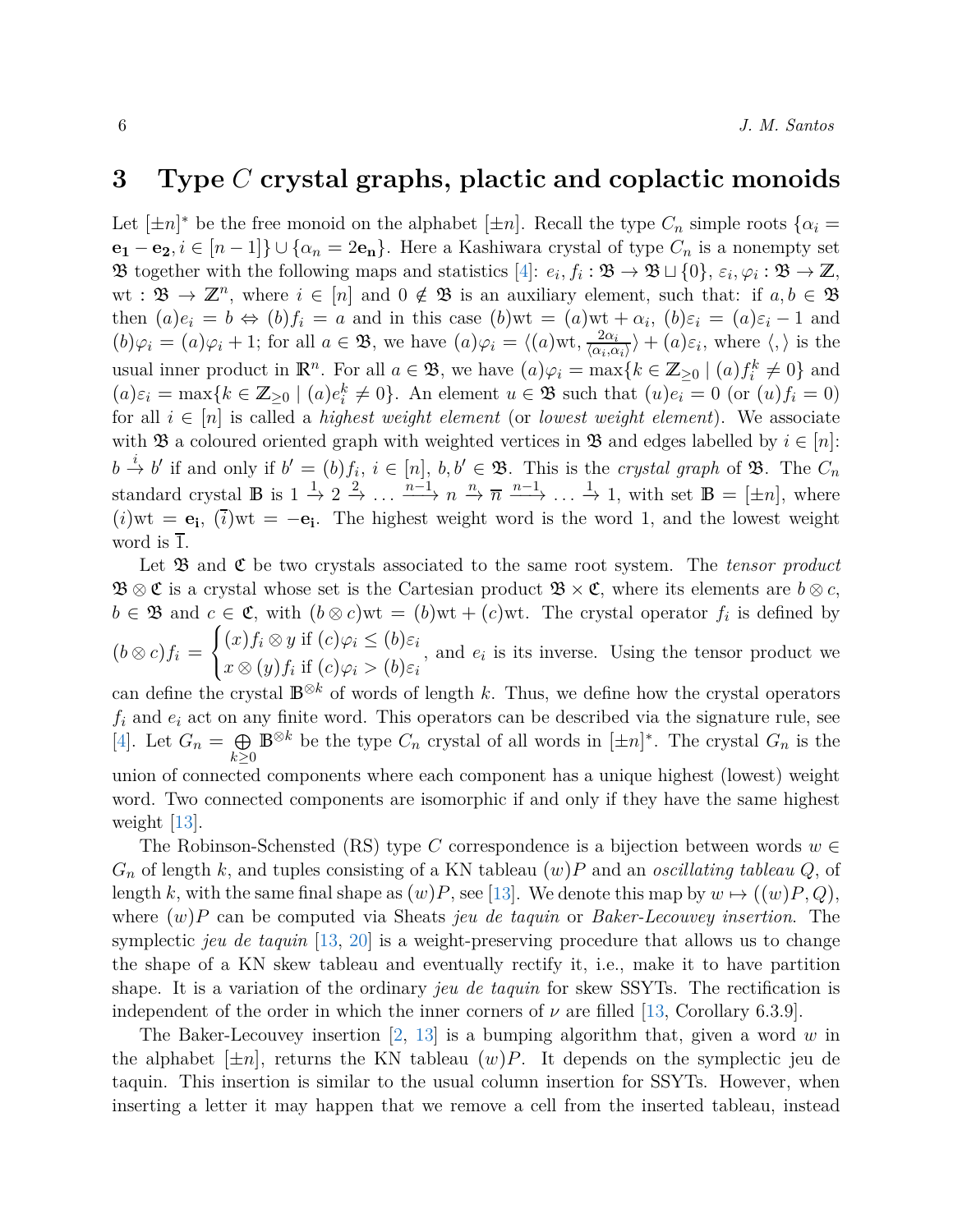## 3 Type $C$ crystal graphs, plactic and coplactic monoids

Let $[\pm n]^*$ be the free monoid on the alphabet $[\pm n]$. Recall the type $C_n$ simple roots $\{\alpha_i = \mathbf{e_1} - \mathbf{e_2}, i \in [n-1]\} \cup \{\alpha_n = 2\mathbf{e_n}\}$. Here a Kashiwara crystal of type $C_n$ is a nonempty set $\mathfrak{B}$ together with the following maps and statistics [4]: $e_i, f_i : \mathfrak{B} \to \mathfrak{B} \sqcup \{0\}$, $\varepsilon_i, \varphi_i : \mathfrak{B} \to \mathbb{Z}$, $\mathrm{wt} : \mathfrak{B} \to \mathbb{Z}^n$, where $i \in [n]$ and $0 \notin \mathfrak{B}$ is an auxiliary element, such that: if $a, b \in \mathfrak{B}$ then $(a)e_i = b \Leftrightarrow (b)f_i = a$ and in this case $(b)\mathrm{wt} = (a)\mathrm{wt} + \alpha_i$, $(b)\varepsilon_i = (a)\varepsilon_i - 1$ and $(b)\varphi_i = (a)\varphi_i + 1$; for all $a \in \mathfrak{B}$, we have $(a)\varphi_i = \langle (a)\mathrm{wt}, \frac{2\alpha_i}{\langle \alpha_i, \alpha_i \rangle} \rangle + (a)\varepsilon_i$, where $\langle , \rangle$ is the usual inner product in $\mathbb{R}^n$. For all $a \in \mathfrak{B}$, we have $(a)\varphi_i = \max\{k \in \mathbb{Z}_{\geq 0} \mid (a)f_i^k \neq 0\}$ and $(a)\varepsilon_i = \max\{k \in \mathbb{Z}_{\geq 0} \mid (a)e_i^k \neq 0\}$. An element $u \in \mathfrak{B}$ such that $(u)e_i = 0$ (or $(u)f_i = 0$) for all $i \in [n]$ is called a *highest weight element* (or *lowest weight element*). We associate with $\mathfrak{B}$ a coloured oriented graph with weighted vertices in $\mathfrak{B}$ and edges labelled by $i \in [n]$: $b \xrightarrow{i} b'$ if and only if $b' = (b)f_i$, $i \in [n]$, $b, b' \in \mathfrak{B}$. This is the *crystal graph* of $\mathfrak{B}$. The $C_n$ standard crystal $\mathbb{B}$ is $1 \xrightarrow{1} 2 \xrightarrow{2} \dots \xrightarrow{n-1} n \xrightarrow{n} \overline{n} \xrightarrow{n-1} \dots \xrightarrow{1} 1$, with set $\mathbb{B} = [\pm n]$, where $(i)\mathrm{wt} = \mathbf{e_i}$, $(\overline{i})\mathrm{wt} = -\mathbf{e_i}$. The highest weight word is the word 1, and the lowest weight word is $\overline{1}$.

Let $\mathfrak{B}$ and $\mathfrak{C}$ be two crystals associated to the same root system. The *tensor product* $\mathfrak{B} \otimes \mathfrak{C}$ is a crystal whose set is the Cartesian product $\mathfrak{B} \times \mathfrak{C}$, where its elements are $b \otimes c$, $b \in \mathfrak{B}$ and $c \in \mathfrak{C}$, with $(b \otimes c)\mathrm{wt} = (b)\mathrm{wt} + (c)\mathrm{wt}$. The crystal operator $f_i$ is defined by $(b \otimes c)f_i = \begin{cases} (x)f_i \otimes y \text{ if } (c)\varphi_i \leq (b)\varepsilon_i \\ x \otimes (y)f_i \text{ if } (c)\varphi_i > (b)\varepsilon_i \end{cases}$, and $e_i$ is its inverse. Using the tensor product we can define the crystal $\mathbb{B}^{\otimes k}$ of words of length $k$. Thus, we define how the crystal operators $f_i$ and $e_i$ act on any finite word. This operators can be described via the signature rule, see [4]. Let $G_n = \bigoplus_{k \geq 0} \mathbb{B}^{\otimes k}$ be the type $C_n$ crystal of all words in $[\pm n]^*$. The crystal $G_n$ is the union of connected components where each component has a unique highest (lowest) weight word. Two connected components are isomorphic if and only if they have the same highest weight [13].

The Robinson-Schensted (RS) type $C$ correspondence is a bijection between words $w \in G_n$ of length $k$, and tuples consisting of a KN tableau $(w)P$ and an *oscillating tableau* $Q$, of length $k$, with the same final shape as $(w)P$, see [13]. We denote this map by $w \mapsto ((w)P, Q)$, where $(w)P$ can be computed via Sheats *jeu de taquin* or *Baker-Lecouvey insertion*. The symplectic *jeu de taquin* [13, 20] is a weight-preserving procedure that allows us to change the shape of a KN skew tableau and eventually rectify it, i.e., make it to have partition shape. It is a variation of the ordinary *jeu de taquin* for skew SSYTs. The rectification is independent of the order in which the inner corners of $\nu$ are filled [13, Corollary 6.3.9].

The Baker-Lecouvey insertion [2, 13] is a bumping algorithm that, given a word $w$ in the alphabet $[\pm n]$, returns the KN tableau $(w)P$. It depends on the symplectic jeu de taquin. This insertion is similar to the usual column insertion for SSYTs. However, when inserting a letter it may happen that we remove a cell from the inserted tableau, instead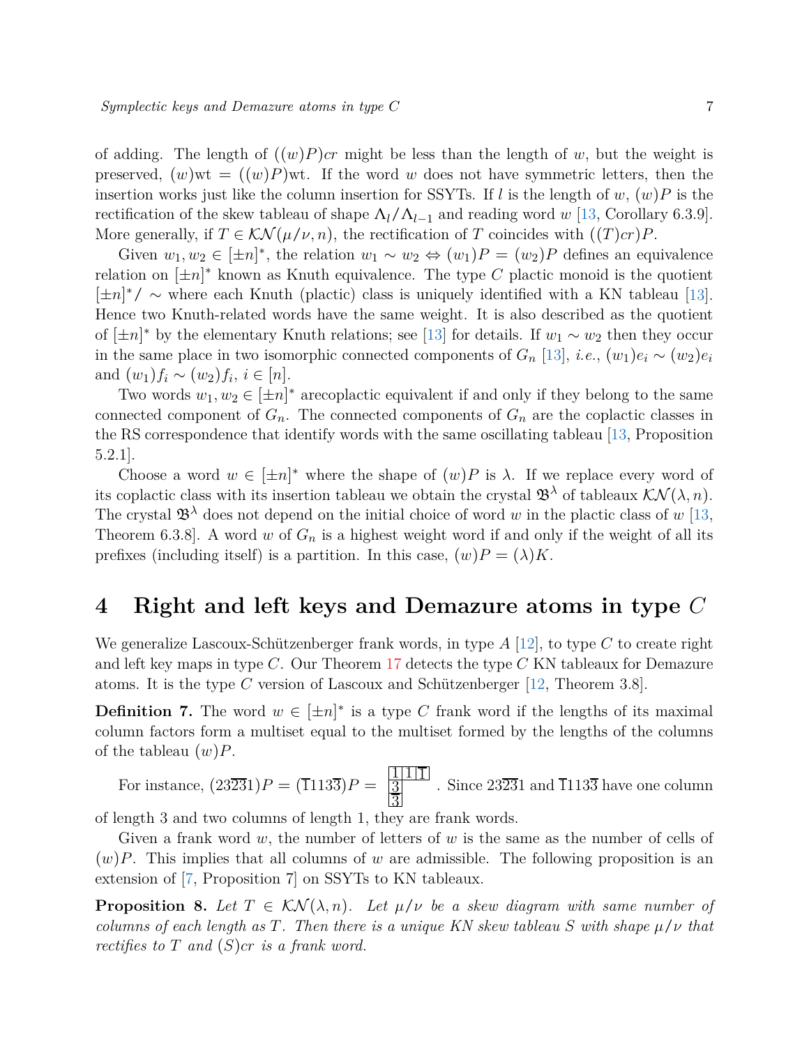of adding. The length of $((w)P)cr$ might be less than the length of $w$, but the weight is preserved, $(w)\mathrm{wt} = ((w)P)\mathrm{wt}$. If the word $w$ does not have symmetric letters, then the insertion works just like the column insertion for SSYTs. If $l$ is the length of $w$, $(w)P$ is the rectification of the skew tableau of shape $\Lambda_l/\Lambda_{l-1}$ and reading word $w$ [13, Corollary 6.3.9]. More generally, if $T \in \mathcal{KN}(\mu/\nu, n)$, the rectification of $T$ coincides with $((T)cr)P$.

Given $w_1, w_2 \in [\pm n]^*$, the relation $w_1 \sim w_2 \Leftrightarrow (w_1)P = (w_2)P$ defines an equivalence relation on $[\pm n]^*$ known as Knuth equivalence. The type $C$ plactic monoid is the quotient $[\pm n]^*/\sim$ where each Knuth (plactic) class is uniquely identified with a KN tableau [13]. Hence two Knuth-related words have the same weight. It is also described as the quotient of $[\pm n]^*$ by the elementary Knuth relations; see [13] for details. If $w_1 \sim w_2$ then they occur in the same place in two isomorphic connected components of $G_n$ [13], *i.e.*, $(w_1)e_i \sim (w_2)e_i$ and $(w_1)f_i \sim (w_2)f_i$, $i \in [n]$.

Two words $w_1, w_2 \in [\pm n]^*$ arecoplactic equivalent if and only if they belong to the same connected component of $G_n$. The connected components of $G_n$ are the coplactic classes in the RS correspondence that identify words with the same oscillating tableau [13, Proposition 5.2.1].

Choose a word $w \in [\pm n]^*$ where the shape of $(w)P$ is $\lambda$. If we replace every word of its coplactic class with its insertion tableau we obtain the crystal $\mathfrak{B}^\lambda$ of tableaux $\mathcal{KN}(\lambda, n)$. The crystal $\mathfrak{B}^\lambda$ does not depend on the initial choice of word $w$ in the plactic class of $w$ [13, Theorem 6.3.8]. A word $w$ of $G_n$ is a highest weight word if and only if the weight of all its prefixes (including itself) is a partition. In this case, $(w)P = (\lambda)K$.

# 4 Right and left keys and Demazure atoms in type $C$

We generalize Lascoux-Schützenberger frank words, in type $A$ [12], to type $C$ to create right and left key maps in type $C$. Our Theorem 17 detects the type $C$ KN tableaux for Demazure atoms. It is the type $C$ version of Lascoux and Schützenberger [12, Theorem 3.8].

**Definition 7.** The word $w \in [\pm n]^*$ is a type $C$ frank word if the lengths of its maximal column factors form a multiset equal to the multiset formed by the lengths of the columns of the tableau $(w)P$.

For instance, $(23\overline{2}\overline{3}1)P = (\overline{1}113\overline{3})P = \begin{array}{|c|c|c|}\hline 1 & 1 & \overline{1} \\ \hline 3 \\ \cline{1-1} \overline{3} \\ \cline{1-1}\end{array}$. Since $23\overline{2}\overline{3}1$ and $\overline{1}113\overline{3}$ have one column of length 3 and two columns of length 1, they are frank words.

Given a frank word $w$, the number of letters of $w$ is the same as the number of cells of $(w)P$. This implies that all columns of $w$ are admissible. The following proposition is an extension of [7, Proposition 7] on SSYTs to KN tableaux.

**Proposition 8.** *Let $T \in \mathcal{KN}(\lambda, n)$. Let $\mu/\nu$ be a skew diagram with same number of columns of each length as $T$. Then there is a unique KN skew tableau $S$ with shape $\mu/\nu$ that rectifies to $T$ and $(S)cr$ is a frank word.*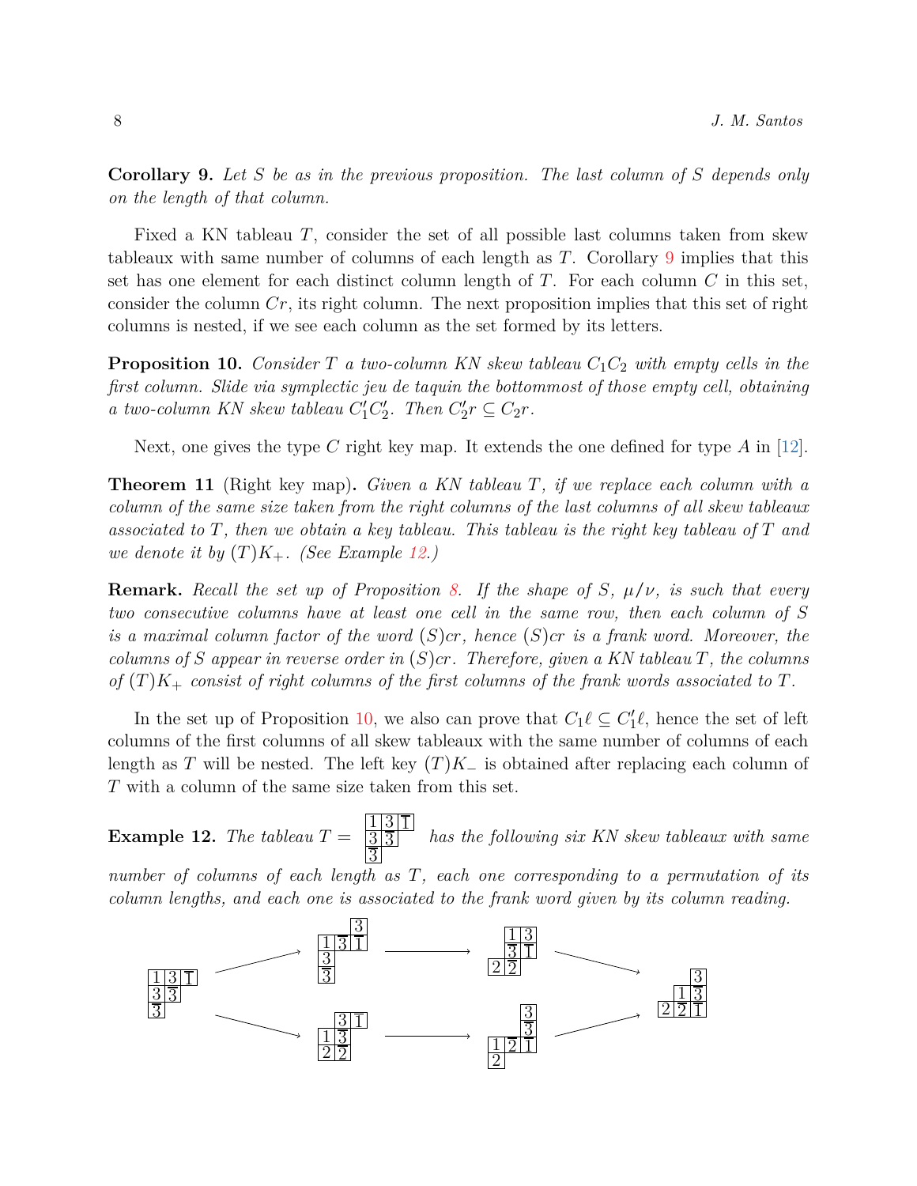**Corollary 9.** *Let $S$ be as in the previous proposition. The last column of $S$ depends only on the length of that column.*

Fixed a KN tableau $T$, consider the set of all possible last columns taken from skew tableaux with same number of columns of each length as $T$. Corollary 9 implies that this set has one element for each distinct column length of $T$. For each column $C$ in this set, consider the column $Cr$, its right column. The next proposition implies that this set of right columns is nested, if we see each column as the set formed by its letters.

**Proposition 10.** *Consider $T$ a two-column KN skew tableau $C_1C_2$ with empty cells in the first column. Slide via symplectic jeu de taquin the bottommost of those empty cell, obtaining a two-column KN skew tableau $C_1'C_2'$. Then $C_2'r \subseteq C_2r$.*

Next, one gives the type $C$ right key map. It extends the one defined for type $A$ in [12].

**Theorem 11** (Right key map)**.** *Given a KN tableau $T$, if we replace each column with a column of the same size taken from the right columns of the last columns of all skew tableaux associated to $T$, then we obtain a key tableau. This tableau is the right key tableau of $T$ and we denote it by $(T)K_+$. (See Example 12.)*

**Remark.** *Recall the set up of Proposition 8. If the shape of $S$, $\mu/\nu$, is such that every two consecutive columns have at least one cell in the same row, then each column of $S$ is a maximal column factor of the word $(S)cr$, hence $(S)cr$ is a frank word. Moreover, the columns of $S$ appear in reverse order in $(S)cr$. Therefore, given a KN tableau $T$, the columns of $(T)K_+$ consist of right columns of the first columns of the frank words associated to $T$.*

In the set up of Proposition 10, we also can prove that $C_1\ell \subseteq C_1'\ell$, hence the set of left columns of the first columns of all skew tableaux with the same number of columns of each length as $T$ will be nested. The left key $(T)K_-$ is obtained after replacing each column of $T$ with a column of the same size taken from this set.

**Example 12.** *The tableau* $T = \begin{array}{|c|c|c|}\hline 1 & 3 & \bar{1} \\ \hline \bar{3} & \bar{3} & \\ \cline{1-2} \bar{3} & & \\ \cline{1-1}\end{array}$ *has the following six KN skew tableaux with same number of columns of each length as $T$, each one corresponding to a permutation of its column lengths, and each one is associated to the frank word given by its column reading.*

$$\begin{array}{|c|c|c|}\hline 1 & 3 & \bar{1} \\ \hline \bar{3} & \bar{3} \\ \cline{1-2} \bar{3} \\ \cline{1-1}\end{array} \longrightarrow \begin{array}{ccc} & & \boxed{3} \\ \boxed{1} & \boxed{\bar{3}} & \boxed{\bar{1}} \\ \boxed{\bar{3}} & & \\ \boxed{\bar{3}} & & \end{array} \longrightarrow \begin{array}{ccc} & \boxed{1} & \boxed{3} \\ & \boxed{\bar{3}} & \boxed{\bar{1}} \\ \boxed{2} & \boxed{\bar{2}} & \end{array} \longrightarrow \begin{array}{ccc} & & \boxed{3} \\ & \boxed{1} & \boxed{\bar{3}} \\ \boxed{2} & \boxed{\bar{2}} & \boxed{\bar{1}} \end{array}$$

$$\begin{array}{|c|c|c|}\hline 1 & 3 & \bar{1} \\ \hline \bar{3} & \bar{3} \\ \cline{1-2} \bar{3} \\ \cline{1-1}\end{array} \longrightarrow \begin{array}{ccc} & \boxed{3} & \boxed{\bar{1}} \\ \boxed{1} & \boxed{\bar{3}} & \\ \boxed{2} & \boxed{\bar{2}} & \end{array} \longrightarrow \begin{array}{ccc} & & \boxed{3} \\ & & \boxed{\bar{3}} \\ \boxed{1} & \boxed{\bar{2}} & \boxed{\bar{1}} \\ \boxed{2} & & \end{array} \longrightarrow \begin{array}{ccc} & & \boxed{3} \\ & \boxed{1} & \boxed{\bar{3}} \\ \boxed{2} & \boxed{\bar{2}} & \boxed{\bar{1}} \end{array}$$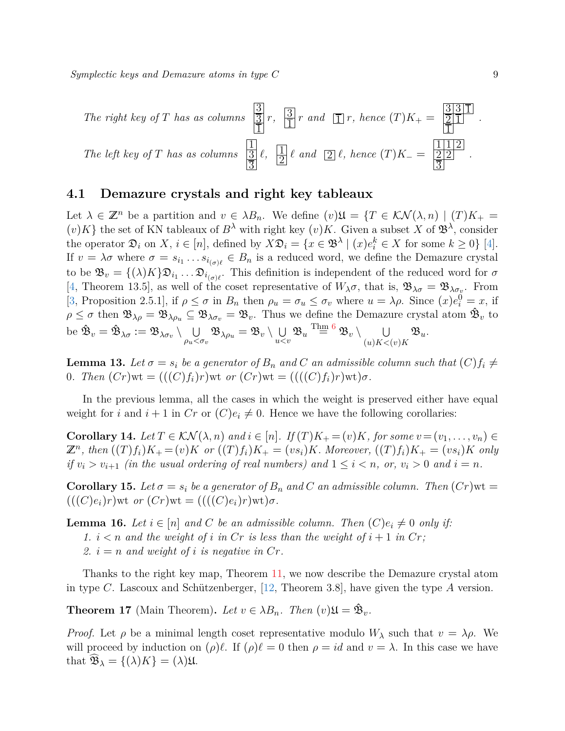*The right key of $T$ has as columns* $\begin{array}{|c|}\hline 3\\\hline \overline{3}\\\hline \overline{1}\\\hline\end{array}\,r$, $\begin{array}{|c|}\hline 3\\\hline \overline{1}\\\hline\end{array}\,r$ *and* $\begin{array}{|c|}\hline \overline{1}\\\hline\end{array}\,r$, *hence* $(T)K_+ = \begin{array}{|c|c|c|}\hline 3 & 3 & \overline{1}\\\hline \overline{2} & \overline{1} \\\cline{1-2} \overline{1} \\\cline{1-1}\end{array}$ .

*The left key of $T$ has as columns* $\begin{array}{|c|}\hline 1\\\hline 3\\\hline \overline{3}\\\hline\end{array}\,\ell$, $\begin{array}{|c|}\hline 1\\\hline 2\\\hline\end{array}\,\ell$ *and* $\begin{array}{|c|}\hline 2\\\hline\end{array}\,\ell$, *hence* $(T)K_- = \begin{array}{|c|c|c|}\hline 1 & 1 & 2\\\hline 2 & 2 \\\cline{1-2} \overline{3} \\\cline{1-1}\end{array}$ .

## 4.1 Demazure crystals and right key tableaux

Let $\lambda \in \mathbb{Z}^n$ be a partition and $v \in \lambda B_n$. We define $(v)\mathfrak{U} = \{T \in \mathcal{KN}(\lambda, n) \mid (T)K_+ = (v)K\}$ the set of KN tableaux of $B^\lambda$ with right key $(v)K$. Given a subset $X$ of $\mathfrak{B}^\lambda$, consider the operator $\mathfrak{D}_i$ on $X$, $i \in [n]$, defined by $X\mathfrak{D}_i = \{x \in \mathfrak{B}^\lambda \mid (x)e_i^k \in X \text{ for some } k \geq 0\}$ [4]. If $v = \lambda\sigma$ where $\sigma = s_{i_1} \ldots s_{i_{(\sigma)\ell}} \in B_n$ is a reduced word, we define the Demazure crystal to be $\mathfrak{B}_v = \{(\lambda)K\}\mathfrak{D}_{i_1} \ldots \mathfrak{D}_{i_{(\sigma)\ell}}$. This definition is independent of the reduced word for $\sigma$ [4, Theorem 13.5], as well of the coset representative of $W_\lambda \sigma$, that is, $\mathfrak{B}_{\lambda\sigma} = \mathfrak{B}_{\lambda\sigma_v}$. From [3, Proposition 2.5.1], if $\rho \leq \sigma$ in $B_n$ then $\rho_u = \sigma_u \leq \sigma_v$ where $u = \lambda\rho$. Since $(x)e_i^0 = x$, if $\rho \leq \sigma$ then $\mathfrak{B}_{\lambda\rho} = \mathfrak{B}_{\lambda\rho_u} \subseteq \mathfrak{B}_{\lambda\sigma_v} = \mathfrak{B}_v$. Thus we define the Demazure crystal atom $\hat{\mathfrak{B}}_v$ to be $\hat{\mathfrak{B}}_v = \hat{\mathfrak{B}}_{\lambda\sigma} := \mathfrak{B}_{\lambda\sigma_v} \setminus \bigcup_{\rho_u < \sigma_v} \mathfrak{B}_{\lambda\rho_u} = \mathfrak{B}_v \setminus \bigcup_{u<v} \mathfrak{B}_u \overset{\text{Thm 6}}{=} \mathfrak{B}_v \setminus \bigcup_{(u)K<(v)K} \mathfrak{B}_u$.

**Lemma 13.** *Let $\sigma = s_i$ be a generator of $B_n$ and $C$ an admissible column such that $(C)f_i \neq 0$. Then $(Cr)\mathrm{wt} = (((C)f_i)r)\mathrm{wt}$ or $(Cr)\mathrm{wt} = ((((C)f_i)r)\mathrm{wt})\sigma$.*

In the previous lemma, all the cases in which the weight is preserved either have equal weight for $i$ and $i+1$ in $Cr$ or $(C)e_i \neq 0$. Hence we have the following corollaries:

**Corollary 14.** *Let $T \in \mathcal{KN}(\lambda, n)$ and $i \in [n]$. If $(T)K_+ = (v)K$, for some $v = (v_1, \ldots, v_n) \in \mathbb{Z}^n$, then $((T)f_i)K_+ = (v)K$ or $((T)f_i)K_+ = (vs_i)K$. Moreover, $((T)f_i)K_+ = (vs_i)K$ only if $v_i > v_{i+1}$ (in the usual ordering of real numbers) and $1 \leq i < n$, or, $v_i > 0$ and $i = n$.*

**Corollary 15.** *Let $\sigma = s_i$ be a generator of $B_n$ and $C$ an admissible column. Then $(Cr)\mathrm{wt} = (((C)e_i)r)\mathrm{wt}$ or $(Cr)\mathrm{wt} = ((((C)e_i)r)\mathrm{wt})\sigma$.*

**Lemma 16.** *Let $i \in [n]$ and $C$ be an admissible column. Then $(C)e_i \neq 0$ only if:*

1. *$i < n$ and the weight of $i$ in $Cr$ is less than the weight of $i+1$ in $Cr$;*
2. *$i = n$ and weight of $i$ is negative in $Cr$.*

Thanks to the right key map, Theorem 11, we now describe the Demazure crystal atom in type $C$. Lascoux and Schützenberger, [12, Theorem 3.8], have given the type $A$ version.

**Theorem 17** (Main Theorem)**.** *Let $v \in \lambda B_n$. Then $(v)\mathfrak{U} = \hat{\mathfrak{B}}_v$.*

*Proof.* Let $\rho$ be a minimal length coset representative modulo $W_\lambda$ such that $v = \lambda\rho$. We will proceed by induction on $(\rho)\ell$. If $(\rho)\ell = 0$ then $\rho = id$ and $v = \lambda$. In this case we have that $\widehat{\mathfrak{B}}_\lambda = \{(\lambda)K\} = (\lambda)\mathfrak{U}$.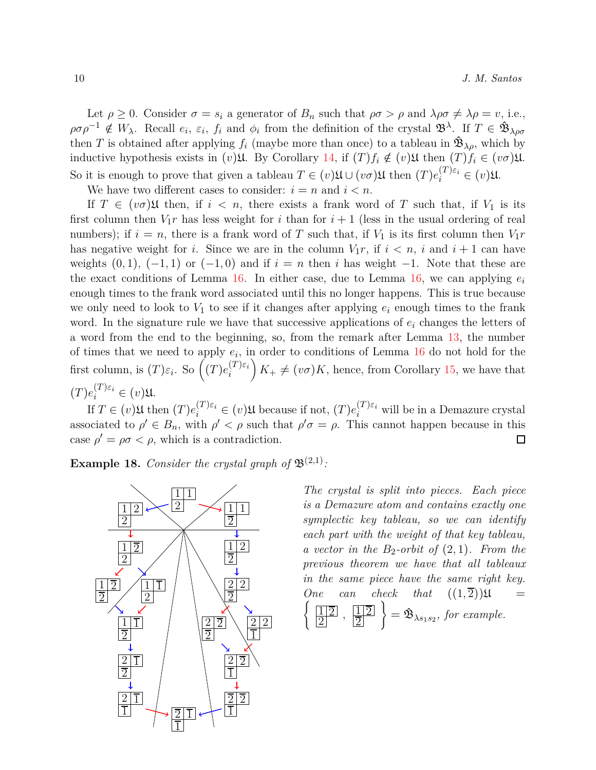Let $\rho \geq 0$. Consider $\sigma = s_i$ a generator of $B_n$ such that $\rho\sigma > \rho$ and $\lambda\rho\sigma \neq \lambda\rho = v$, i.e., $\rho\sigma\rho^{-1} \notin W_\lambda$. Recall $e_i$, $\varepsilon_i$, $f_i$ and $\phi_i$ from the definition of the crystal $\mathfrak{B}^\lambda$. If $T \in \hat{\mathfrak{B}}_{\lambda\rho\sigma}$ then $T$ is obtained after applying $f_i$ (maybe more than once) to a tableau in $\hat{\mathfrak{B}}_{\lambda\rho}$, which by inductive hypothesis exists in $(v)\mathfrak{U}$. By Corollary 14, if $(T)f_i \notin (v)\mathfrak{U}$ then $(T)f_i \in (v\sigma)\mathfrak{U}$. So it is enough to prove that given a tableau $T \in (v)\mathfrak{U} \cup (v\sigma)\mathfrak{U}$ then $(T)e_i^{(T)\varepsilon_i} \in (v)\mathfrak{U}$.

We have two different cases to consider: $i = n$ and $i < n$.

If $T \in (v\sigma)\mathfrak{U}$ then, if $i < n$, there exists a frank word of $T$ such that, if $V_1$ is its first column then $V_1 r$ has less weight for $i$ than for $i+1$ (less in the usual ordering of real numbers); if $i = n$, there is a frank word of $T$ such that, if $V_1$ is its first column then $V_1 r$ has negative weight for $i$. Since we are in the column $V_1 r$, if $i < n$, $i$ and $i+1$ can have weights $(0,1)$, $(-1,1)$ or $(-1,0)$ and if $i = n$ then $i$ has weight $-1$. Note that these are the exact conditions of Lemma 16. In either case, due to Lemma 16, we can applying $e_i$ enough times to the frank word associated until this no longer happens. This is true because we only need to look to $V_1$ to see if it changes after applying $e_i$ enough times to the frank word. In the signature rule we have that successive applications of $e_i$ changes the letters of a word from the end to the beginning, so, from the remark after Lemma 13, the number of times that we need to apply $e_i$, in order to conditions of Lemma 16 do not hold for the first column, is $(T)\varepsilon_i$. So $\left((T)e_i^{(T)\varepsilon_i}\right)K_+ \neq (v\sigma)K$, hence, from Corollary 15, we have that $(T)e_i^{(T)\varepsilon_i} \in (v)\mathfrak{U}$.

If $T \in (v)\mathfrak{U}$ then $(T)e_i^{(T)\varepsilon_i} \in (v)\mathfrak{U}$ because if not, $(T)e_i^{(T)\varepsilon_i}$ will be in a Demazure crystal associated to $\rho' \in B_n$, with $\rho' < \rho$ such that $\rho'\sigma = \rho$. This cannot happen because in this case $\rho' = \rho\sigma < \rho$, which is a contradiction. ∎

**Example 18.** *Consider the crystal graph of* $\mathfrak{B}^{(2,1)}$*:*

*The crystal is split into pieces. Each piece is a Demazure atom and contains exactly one symplectic key tableau, so we can identify each part with the weight of that key tableau, a vector in the $B_2$-orbit of $(2,1)$. From the previous theorem we have that all tableaux in the same piece have the same right key. One can check that* $((1,\overline{2}))\mathfrak{U} = \left\{ \begin{smallmatrix} 1 & \overline{2} \\ 2 & \end{smallmatrix}, \begin{smallmatrix} 1 & 2 \\ \overline{2} & \end{smallmatrix} \right\} = \mathfrak{B}_{\lambda s_1 s_2}$*, for example.*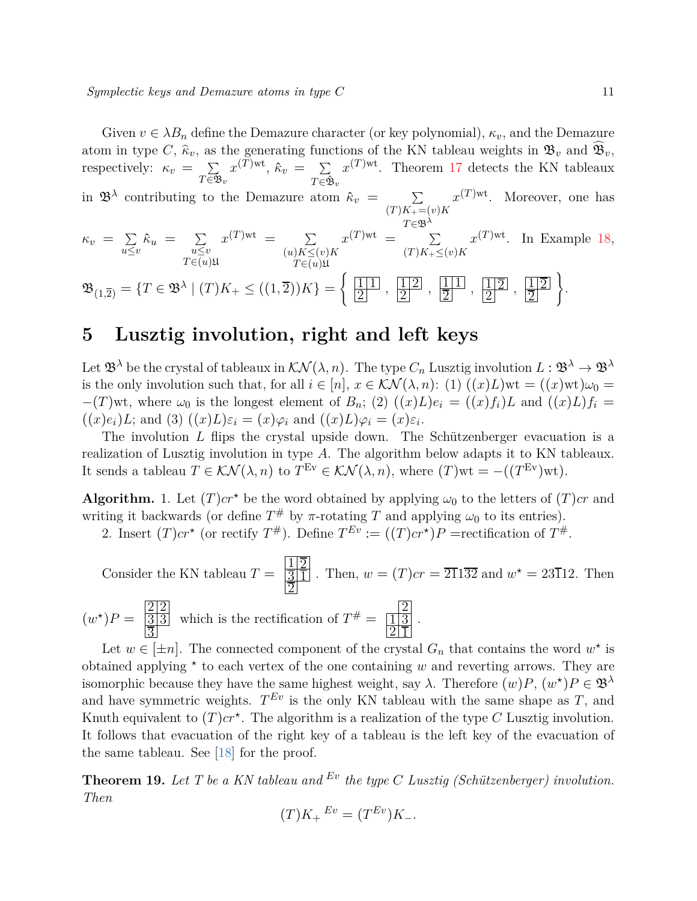Given $v \in \lambda B_n$ define the Demazure character (or key polynomial), $\kappa_v$, and the Demazure atom in type $C$, $\widehat{\kappa}_v$, as the generating functions of the KN tableau weights in $\mathfrak{B}_v$ and $\widehat{\mathfrak{B}}_v$, respectively: $\kappa_v = \sum_{T \in \mathfrak{B}_v} x^{(T)\mathrm{wt}}$, $\hat{\kappa}_v = \sum_{T \in \hat{\mathfrak{B}}_v} x^{(T)\mathrm{wt}}$. Theorem 17 detects the KN tableaux in $\mathfrak{B}^\lambda$ contributing to the Demazure atom $\hat{\kappa}_v = \sum_{\substack{(T)K_+ = (v)K \\ T \in \mathfrak{B}^\lambda}} x^{(T)\mathrm{wt}}$. Moreover, one has $\kappa_v = \sum_{u \leq v} \hat{\kappa}_u = \sum_{\substack{u \leq v \\ T \in (u)\mathfrak{U}}} x^{(T)\mathrm{wt}} = \sum_{\substack{(u)K \leq (v)K \\ T \in (u)\mathfrak{U}}} x^{(T)\mathrm{wt}} = \sum_{(T)K_+ \leq (v)K} x^{(T)\mathrm{wt}}$. In Example 18, $\mathfrak{B}_{(1,\overline{2})} = \{T \in \mathfrak{B}^\lambda \mid (T)K_+ \leq ((1,\overline{2}))K\} = \left\{ \begin{smallmatrix} 1 & 1 \\ 2 & \end{smallmatrix}, \begin{smallmatrix} 1 & 2 \\ 2 & \end{smallmatrix}, \begin{smallmatrix} 1 & 1 \\ \overline{2} & \end{smallmatrix}, \begin{smallmatrix} 1 & \overline{2} \\ 2 & \end{smallmatrix}, \begin{smallmatrix} 1 & \overline{2} \\ \overline{2} & \end{smallmatrix} \right\}$.

# 5 Lusztig involution, right and left keys

Let $\mathfrak{B}^\lambda$ be the crystal of tableaux in $\mathcal{KN}(\lambda, n)$. The type $C_n$ Lusztig involution $L : \mathfrak{B}^\lambda \to \mathfrak{B}^\lambda$ is the only involution such that, for all $i \in [n]$, $x \in \mathcal{KN}(\lambda, n)$: (1) $((x)L)\mathrm{wt} = ((x)\mathrm{wt})\omega_0 = -(T)\mathrm{wt}$, where $\omega_0$ is the longest element of $B_n$; (2) $((x)L)e_i = ((x)f_i)L$ and $((x)L)f_i = ((x)e_i)L$; and (3) $((x)L)\varepsilon_i = (x)\varphi_i$ and $((x)L)\varphi_i = (x)\varepsilon_i$.

The involution $L$ flips the crystal upside down. The Schützenberger evacuation is a realization of Lusztig involution in type $A$. The algorithm below adapts it to KN tableaux. It sends a tableau $T \in \mathcal{KN}(\lambda, n)$ to $T^{\mathrm{Ev}} \in \mathcal{KN}(\lambda, n)$, where $(T)\mathrm{wt} = -((T^{\mathrm{Ev}})\mathrm{wt})$.

**Algorithm.** 1. Let $(T)cr^\star$ be the word obtained by applying $\omega_0$ to the letters of $(T)cr$ and writing it backwards (or define $T^\#$ by $\pi$-rotating $T$ and applying $\omega_0$ to its entries).

2. Insert $(T)cr^\star$ (or rectify $T^\#$). Define $T^{Ev} := ((T)cr^\star)P =$rectification of $T^\#$.

Consider the KN tableau $T = \begin{smallmatrix} 1 & \overline{2} \\ \overline{3} & \overline{1} \\ \overline{2} & \end{smallmatrix}$. Then, $w = (T)cr = \overline{2}\overline{1}1\overline{3}\overline{2}$ and $w^\star = 23\overline{1}12$. Then $(w^\star)P = \begin{smallmatrix} 2 & 2 \\ 3 & 3 \\ \overline{3} & \end{smallmatrix}$ which is the rectification of $T^\# = \begin{smallmatrix} & 2 \\ 1 & 3 \\ 2 & \overline{1} \end{smallmatrix}$.

Let $w \in [\pm n]$. The connected component of the crystal $G_n$ that contains the word $w^\star$ is obtained applying $^\star$ to each vertex of the one containing $w$ and reverting arrows. They are isomorphic because they have the same highest weight, say $\lambda$. Therefore $(w)P$, $(w^\star)P \in \mathfrak{B}^\lambda$ and have symmetric weights. $T^{Ev}$ is the only KN tableau with the same shape as $T$, and Knuth equivalent to $(T)cr^\star$. The algorithm is a realization of the type $C$ Lusztig involution. It follows that evacuation of the right key of a tableau is the left key of the evacuation of the same tableau. See [18] for the proof.

**Theorem 19.** *Let $T$ be a KN tableau and $^{Ev}$ the type $C$ Lusztig (Schützenberger) involution. Then*

$$(T)K_+{}^{Ev} = (T^{Ev})K_-.$$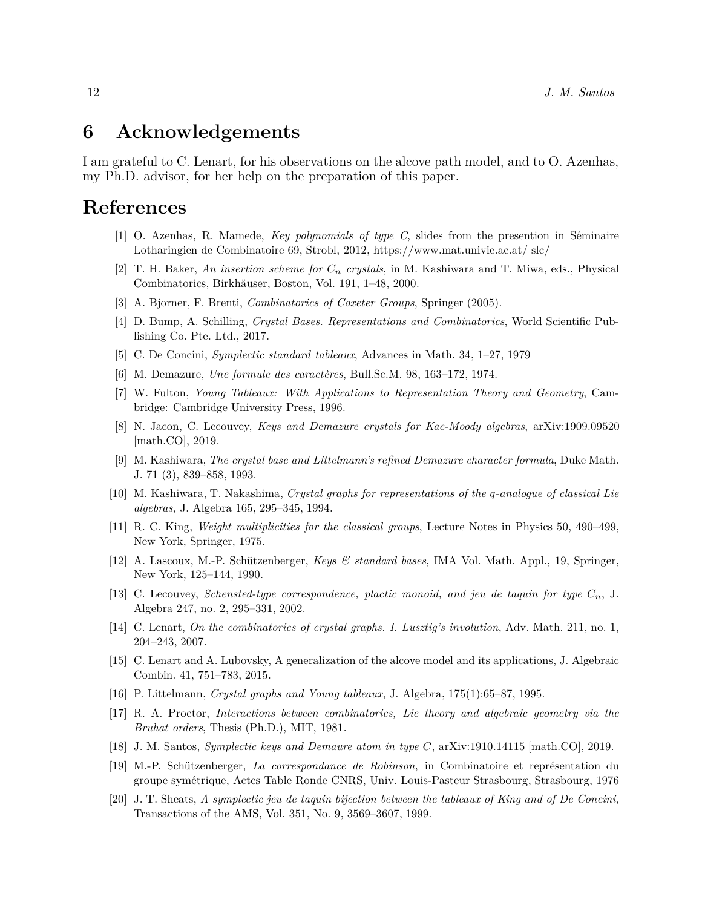# 6 Acknowledgements

I am grateful to C. Lenart, for his observations on the alcove path model, and to O. Azenhas, my Ph.D. advisor, for her help on the preparation of this paper.

# References

[1] O. Azenhas, R. Mamede, *Key polynomials of type C*, slides from the presention in Séminaire Lotharingien de Combinatoire 69, Strobl, 2012, https://www.mat.univie.ac.at/ slc/

[2] T. H. Baker, *An insertion scheme for $C_n$ crystals*, in M. Kashiwara and T. Miwa, eds., Physical Combinatorics, Birkhäuser, Boston, Vol. 191, 1–48, 2000.

[3] A. Bjorner, F. Brenti, *Combinatorics of Coxeter Groups*, Springer (2005).

[4] D. Bump, A. Schilling, *Crystal Bases. Representations and Combinatorics*, World Scientific Publishing Co. Pte. Ltd., 2017.

[5] C. De Concini, *Symplectic standard tableaux*, Advances in Math. 34, 1–27, 1979

[6] M. Demazure, *Une formule des caractères*, Bull.Sc.M. 98, 163–172, 1974.

[7] W. Fulton, *Young Tableaux: With Applications to Representation Theory and Geometry*, Cambridge: Cambridge University Press, 1996.

[8] N. Jacon, C. Lecouvey, *Keys and Demazure crystals for Kac-Moody algebras*, arXiv:1909.09520 [math.CO], 2019.

[9] M. Kashiwara, *The crystal base and Littelmann's refined Demazure character formula*, Duke Math. J. 71 (3), 839–858, 1993.

[10] M. Kashiwara, T. Nakashima, *Crystal graphs for representations of the q-analogue of classical Lie algebras*, J. Algebra 165, 295–345, 1994.

[11] R. C. King, *Weight multiplicities for the classical groups*, Lecture Notes in Physics 50, 490–499, New York, Springer, 1975.

[12] A. Lascoux, M.-P. Schützenberger, *Keys & standard bases*, IMA Vol. Math. Appl., 19, Springer, New York, 125–144, 1990.

[13] C. Lecouvey, *Schensted-type correspondence, plactic monoid, and jeu de taquin for type $C_n$*, J. Algebra 247, no. 2, 295–331, 2002.

[14] C. Lenart, *On the combinatorics of crystal graphs. I. Lusztig's involution*, Adv. Math. 211, no. 1, 204–243, 2007.

[15] C. Lenart and A. Lubovsky, A generalization of the alcove model and its applications, J. Algebraic Combin. 41, 751–783, 2015.

[16] P. Littelmann, *Crystal graphs and Young tableaux*, J. Algebra, 175(1):65–87, 1995.

[17] R. A. Proctor, *Interactions between combinatorics, Lie theory and algebraic geometry via the Bruhat orders*, Thesis (Ph.D.), MIT, 1981.

[18] J. M. Santos, *Symplectic keys and Demaure atom in type C*, arXiv:1910.14115 [math.CO], 2019.

[19] M.-P. Schützenberger, *La correspondance de Robinson*, in Combinatoire et représentation du groupe symétrique, Actes Table Ronde CNRS, Univ. Louis-Pasteur Strasbourg, Strasbourg, 1976

[20] J. T. Sheats, *A symplectic jeu de taquin bijection between the tableaux of King and of De Concini*, Transactions of the AMS, Vol. 351, No. 9, 3569–3607, 1999.